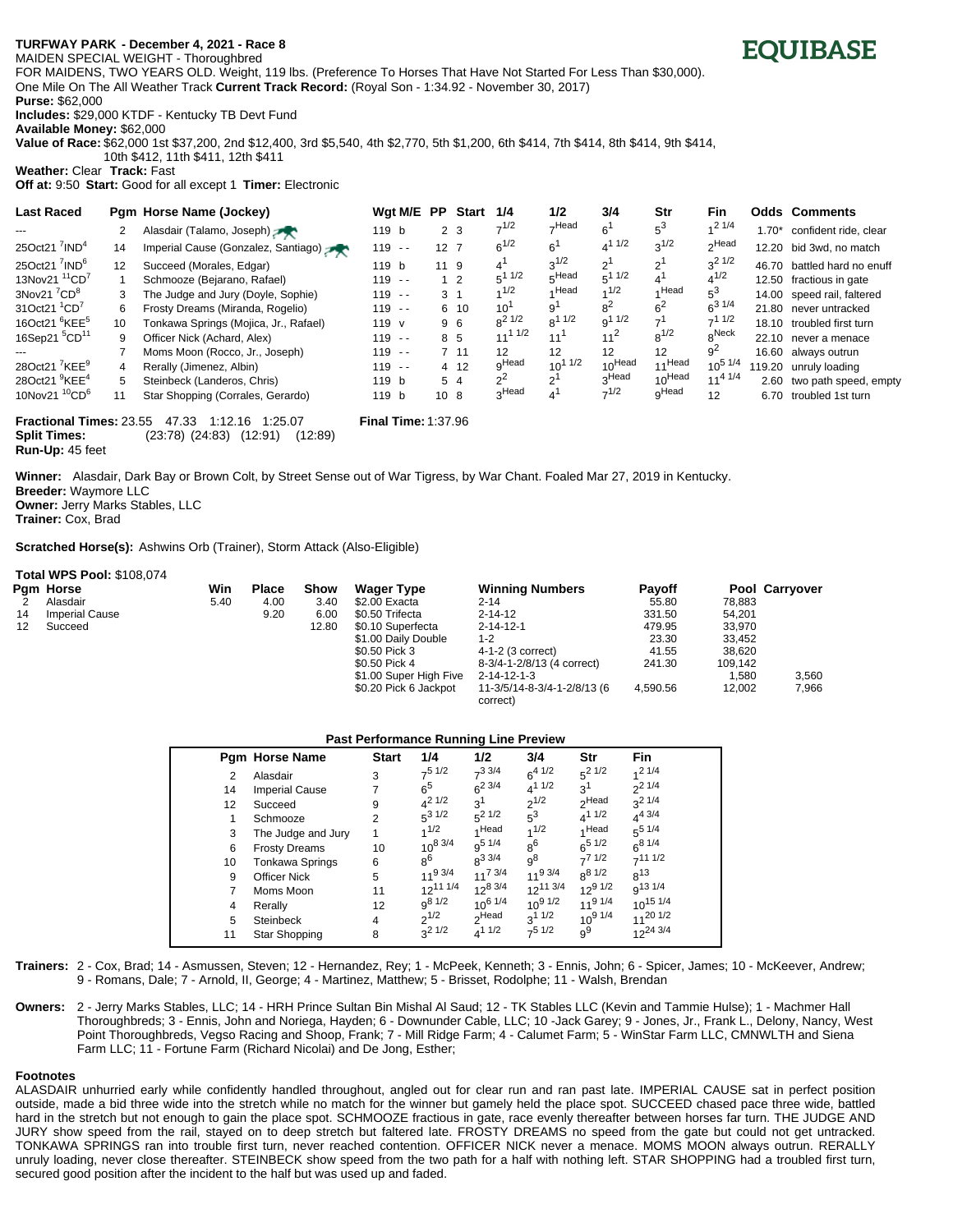**TURFWAY PARK - December 4, 2021 - Race 8**

EQUIBASE

MAIDEN SPECIAL WEIGHT - Thoroughbred

FOR MAIDENS, TWO YEARS OLD. Weight, 119 lbs. (Preference To Horses That Have Not Started For Less Than $30,000).

One Mile On The All Weather Track **Current Track Record:** (Royal Son - 1:34.92 - November 30, 2017)

**Purse:** $62,000

**Includes:** $29,000 KTDF - Kentucky TB Devt Fund

**Available Money:** $62,000

**Value of Race:** $62,000 1st $37,200, 2nd $12,400, 3rd $5,540, 4th $2,770, 5th $1,200, 6th $414, 7th $414, 8th $414, 9th $414, 10th $412, 11th $411, 12th $411

**Weather:** Clear **Track:** Fast

**Off at:** 9:50 **Start:** Good for all except 1 **Timer:** Electronic

| Last Raced | Pgm | Horse Name (Jockey) | Wgt M/E | PP | Start | 1/4 | 1/2 | 3/4 | Str | Fin | Odds | Comments |
|---|---|---|---|---|---|---|---|---|---|---|---|---|
| --- | 2 | Alasdair (Talamo, Joseph) | 119 b | 2 | 3 | 7 1/2 | 7 Head | 6 1 | 5 3 | 1 2 1/4 | 1.70* | confident ride, clear |
| 25Oct21 7IND4 | 14 | Imperial Cause (Gonzalez, Santiago) | 119 - - | 12 | 7 | 6 1/2 | 6 1 | 4 1 1/2 | 3 1/2 | 2 Head | 12.20 | bid 3wd, no match |
| 25Oct21 7IND6 | 12 | Succeed (Morales, Edgar) | 119 b | 11 | 9 | 4 1 | 3 1/2 | 2 1 | 2 1 | 3 2 1/2 | 46.70 | battled hard no enuff |
| 13Nov21 11CD7 | 1 | Schmooze (Bejarano, Rafael) | 119 - - | 1 | 2 | 5 1 1/2 | 5 Head | 5 1 1/2 | 4 1 | 4 1/2 | 12.50 | fractious in gate |
| 3Nov21 7CD8 | 3 | The Judge and Jury (Doyle, Sophie) | 119 - - | 3 | 1 | 1 1/2 | 1 Head | 1 1/2 | 1 Head | 5 3 | 14.00 | speed rail, faltered |
| 31Oct21 1CD7 | 6 | Frosty Dreams (Miranda, Rogelio) | 119 - - | 6 | 10 | 10 1 | 9 1 | 8 2 | 6 2 | 6 3 1/4 | 21.80 | never untracked |
| 16Oct21 6KEE5 | 10 | Tonkawa Springs (Mojica, Jr., Rafael) | 119 v | 9 | 6 | 8 2 1/2 | 8 1 1/2 | 9 1 1/2 | 7 1 | 7 1 1/2 | 18.10 | troubled first turn |
| 16Sep21 5CD11 | 9 | Officer Nick (Achard, Alex) | 119 - - | 8 | 5 | 11 1 1/2 | 11 1 | 11 2 | 8 1/2 | 8 Neck | 22.10 | never a menace |
| --- | 7 | Moms Moon (Rocco, Jr., Joseph) | 119 - - | 7 | 11 | 12 | 12 | 12 | 12 | 9 2 | 16.60 | always outrun |
| 28Oct21 7KEE9 | 4 | Rerally (Jimenez, Albin) | 119 - - | 4 | 12 | 9 Head | 10 1 1/2 | 10 Head | 11 Head | 10 5 1/4 | 119.20 | unruly loading |
| 28Oct21 9KEE4 | 5 | Steinbeck (Landeros, Chris) | 119 b | 5 | 4 | 2 2 | 2 1 | 3 Head | 10 Head | 11 4 1/4 | 2.60 | two path speed, empty |
| 10Nov21 10CD6 | 11 | Star Shopping (Corrales, Gerardo) | 119 b | 10 | 8 | 3 Head | 4 1 | 7 1/2 | 9 Head | 12 | 6.70 | troubled 1st turn |

**Fractional Times:** 23.55 47.33 1:12.16 1:25.07 **Final Time:** 1:37.96

**Split Times:** (23:78) (24:83) (12:91) (12:89)

**Run-Up:** 45 feet

**Winner:** Alasdair, Dark Bay or Brown Colt, by Street Sense out of War Tigress, by War Chant. Foaled Mar 27, 2019 in Kentucky.

**Breeder:** Waymore LLC

**Owner:** Jerry Marks Stables, LLC

**Trainer:** Cox, Brad

**Scratched Horse(s):** Ashwins Orb (Trainer), Storm Attack (Also-Eligible)

**Total WPS Pool:** $108,074

| Pgm | Horse | Win | Place | Show |
|---|---|---|---|---|
| 2 | Alasdair | 5.40 | 4.00 | 3.40 |
| 14 | Imperial Cause | | 9.20 | 6.00 |
| 12 | Succeed | | | 12.80 |

| Wager Type | Winning Numbers | Payoff | Pool | Carryover |
|---|---|---|---|---|
| $2.00 Exacta | 2-14 | 55.80 | 78,883 | |
| $0.50 Trifecta | 2-14-12 | 331.50 | 54,201 | |
| $0.10 Superfecta | 2-14-12-1 | 479.95 | 33,970 | |
| $1.00 Daily Double | 1-2 | 23.30 | 33,452 | |
| $0.50 Pick 3 | 4-1-2 (3 correct) | 41.55 | 38,620 | |
| $0.50 Pick 4 | 8-3/4-1-2/8/13 (4 correct) | 241.30 | 109,142 | |
| $1.00 Super High Five | 2-14-12-1-3 | 1,580 | | 3,560 |
| $0.20 Pick 6 Jackpot | 11-3/5/14-8-3/4-1-2/8/13 (6 correct) | 4,590.56 | 12,002 | 7,966 |

**Past Performance Running Line Preview**

| Pgm | Horse Name | Start | 1/4 | 1/2 | 3/4 | Str | Fin |
|---|---|---|---|---|---|---|---|
| 2 | Alasdair | 3 | 7 5 1/2 | 7 3 3/4 | 6 4 1/2 | 5 2 1/2 | 1 2 1/4 |
| 14 | Imperial Cause | 7 | 6 5 | 6 2 3/4 | 4 1 1/2 | 3 1 | 2 2 1/4 |
| 12 | Succeed | 9 | 4 2 1/2 | 3 1 | 2 1/2 | 2 Head | 3 2 1/4 |
| 1 | Schmooze | 2 | 5 3 1/2 | 5 2 1/2 | 5 3 | 4 1 1/2 | 4 4 3/4 |
| 3 | The Judge and Jury | 1 | 1 1/2 | 1 Head | 1 1/2 | 1 Head | 5 5 1/4 |
| 6 | Frosty Dreams | 10 | 10 8 3/4 | 9 5 1/4 | 8 6 | 6 5 1/2 | 6 8 1/4 |
| 10 | Tonkawa Springs | 6 | 8 6 | 8 3 3/4 | 9 8 | 7 7 1/2 | 7 11 1/2 |
| 9 | Officer Nick | 5 | 11 9 3/4 | 11 7 3/4 | 11 9 3/4 | 8 8 1/2 | 8 13 |
| 7 | Moms Moon | 11 | 12 11 1/4 | 12 8 3/4 | 12 11 3/4 | 12 9 1/2 | 9 13 1/4 |
| 4 | Rerally | 12 | 9 8 1/2 | 10 6 1/4 | 10 9 1/2 | 11 9 1/4 | 10 15 1/4 |
| 5 | Steinbeck | 4 | 2 1/2 | 2 Head | 3 1 1/2 | 10 9 1/4 | 11 20 1/2 |
| 11 | Star Shopping | 8 | 3 2 1/2 | 4 1 1/2 | 7 5 1/2 | 9 9 | 12 24 3/4 |

**Trainers:** 2 - Cox, Brad; 14 - Asmussen, Steven; 12 - Hernandez, Rey; 1 - McPeek, Kenneth; 3 - Ennis, John; 6 - Spicer, James; 10 - McKeever, Andrew; 9 - Romans, Dale; 7 - Arnold, II, George; 4 - Martinez, Matthew; 5 - Brisset, Rodolphe; 11 - Walsh, Brendan

**Owners:** 2 - Jerry Marks Stables, LLC; 14 - HRH Prince Sultan Bin Mishal Al Saud; 12 - TK Stables LLC (Kevin and Tammie Hulse); 1 - Machmer Hall Thoroughbreds; 3 - Ennis, John and Noriega, Hayden; 6 - Downunder Cable, LLC; 10 -Jack Garey; 9 - Jones, Jr., Frank L., Delony, Nancy, West Point Thoroughbreds, Vegso Racing and Shoop, Frank; 7 - Mill Ridge Farm; 4 - Calumet Farm; 5 - WinStar Farm LLC, CMNWLTH and Siena Farm LLC; 11 - Fortune Farm (Richard Nicolai) and De Jong, Esther;

**Footnotes**

ALASDAIR unhurried early while confidently handled throughout, angled out for clear run and ran past late. IMPERIAL CAUSE sat in perfect position outside, made a bid three wide into the stretch while no match for the winner but gamely held the place spot. SUCCEED chased pace three wide, battled hard in the stretch but not enough to gain the place spot. SCHMOOZE fractious in gate, race evenly thereafter between horses far turn. THE JUDGE AND JURY show speed from the rail, stayed on to deep stretch but faltered late. FROSTY DREAMS no speed from the gate but could not get untracked. TONKAWA SPRINGS ran into trouble first turn, never reached contention. OFFICER NICK never a menace. MOMS MOON always outrun. RERALLY unruly loading, never close thereafter. STEINBECK show speed from the two path for a half with nothing left. STAR SHOPPING had a troubled first turn, secured good position after the incident to the half but was used up and faded.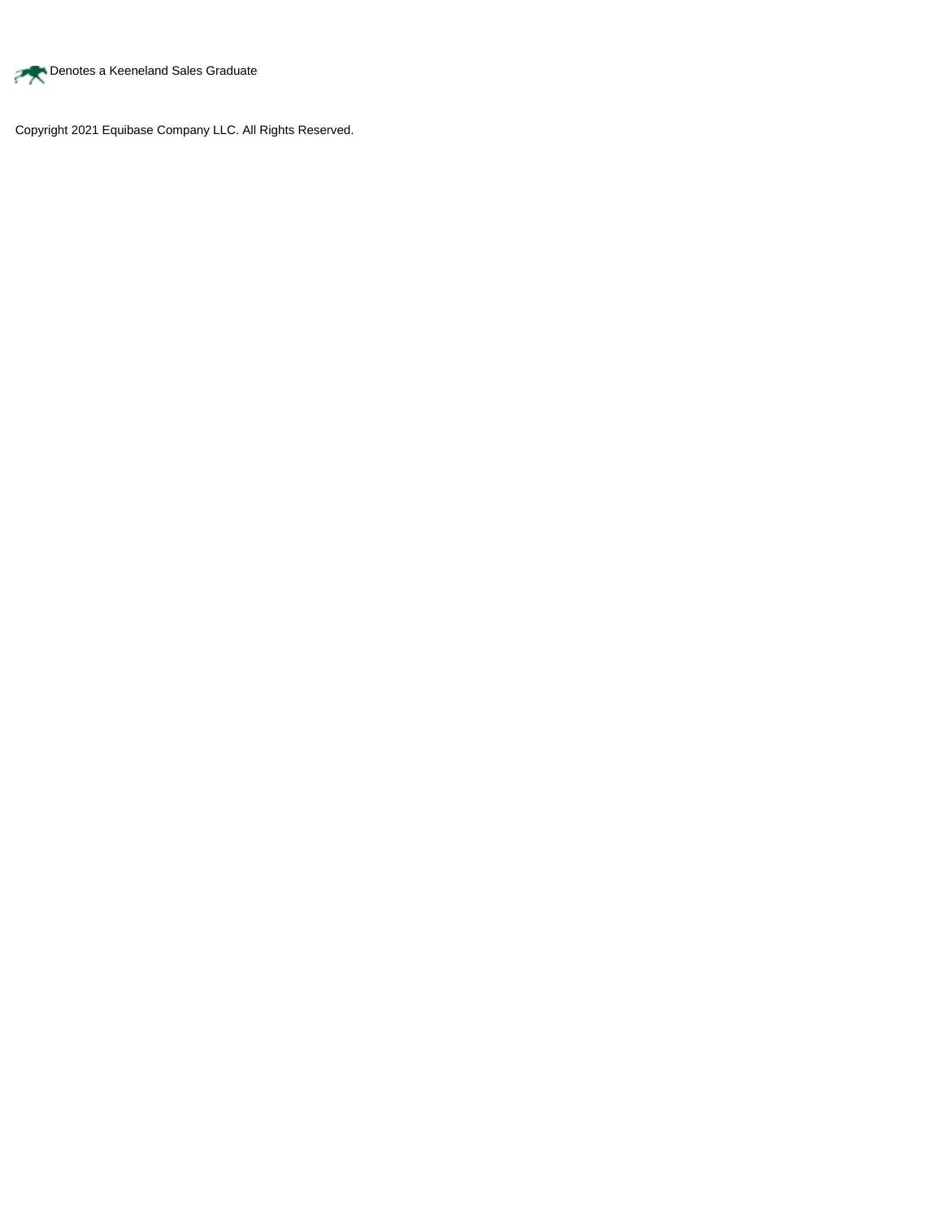Denotes a Keeneland Sales Graduate

Copyright 2021 Equibase Company LLC. All Rights Reserved.